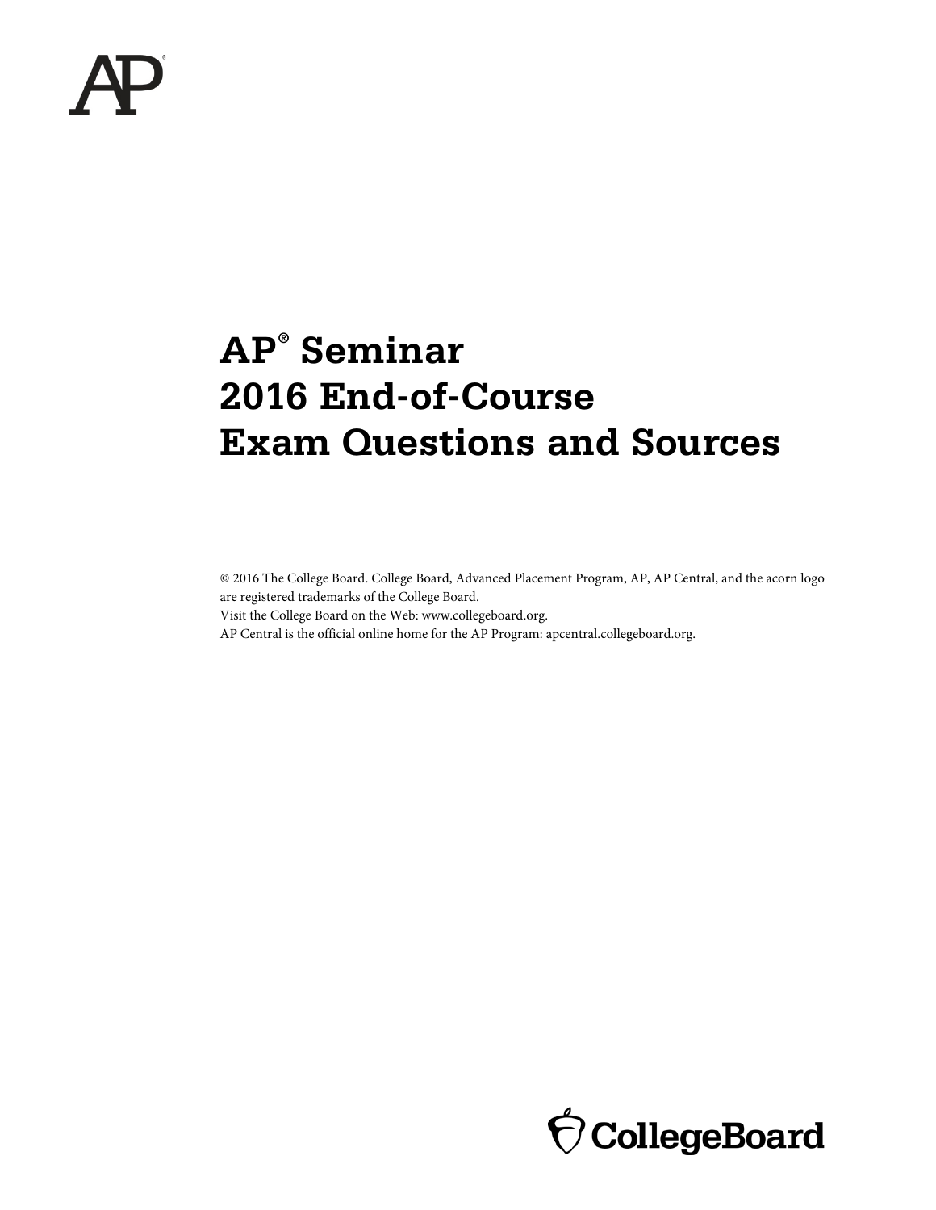# AP® Seminar 2016 End-of-Course Exam Questions and Sources

© 2016 The College Board. College Board, Advanced Placement Program, AP, AP Central, and the acorn logo are registered trademarks of the College Board.
Visit the College Board on the Web: www.collegeboard.org.
AP Central is the official online home for the AP Program: apcentral.collegeboard.org.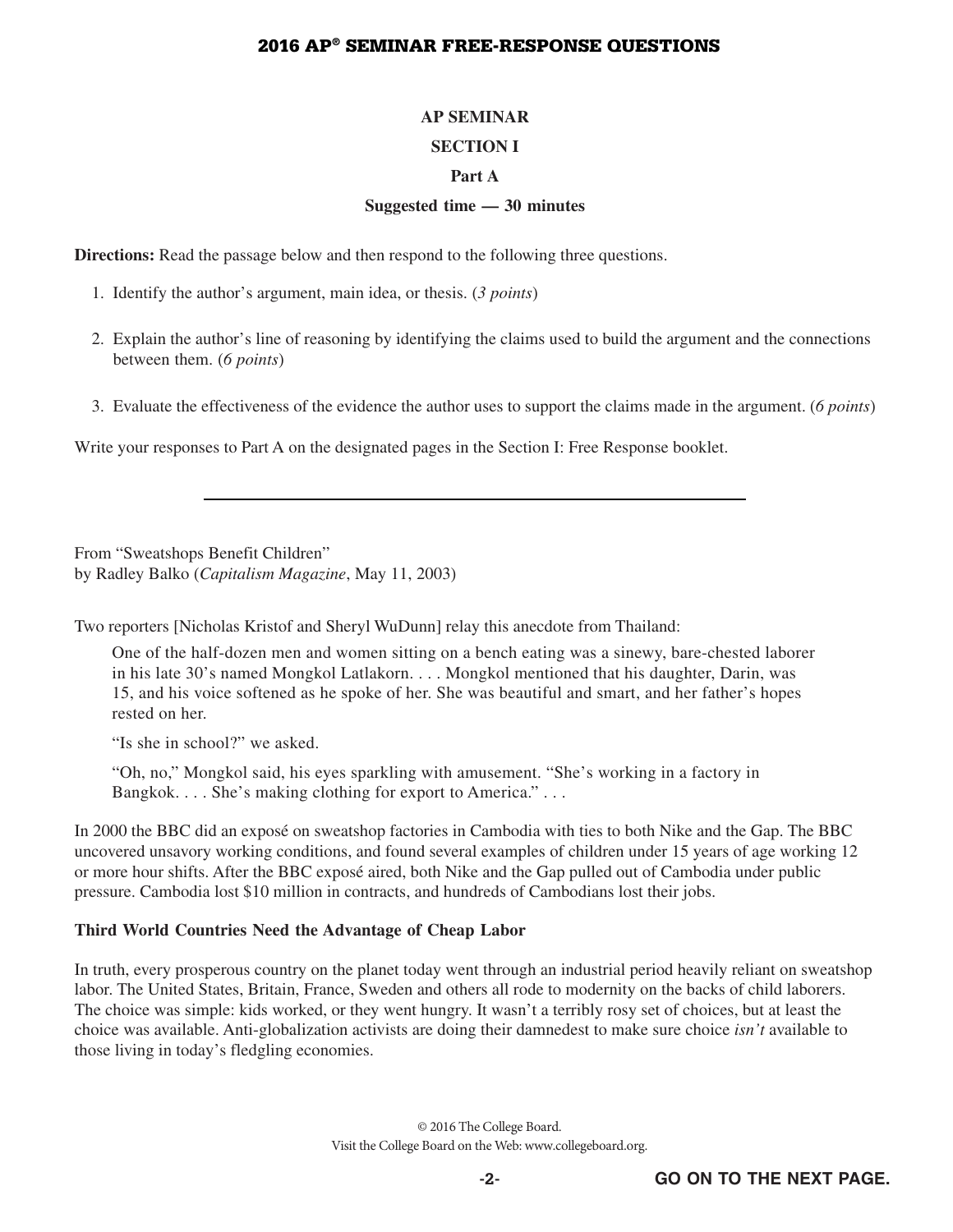# AP SEMINAR

## SECTION I

### Part A

**Suggested time — 30 minutes**

**Directions:** Read the passage below and then respond to the following three questions.

1. Identify the author's argument, main idea, or thesis. (*3 points*)
2. Explain the author's line of reasoning by identifying the claims used to build the argument and the connections between them. (*6 points*)
3. Evaluate the effectiveness of the evidence the author uses to support the claims made in the argument. (*6 points*)

Write your responses to Part A on the designated pages in the Section I: Free Response booklet.

---

From "Sweatshops Benefit Children"
by Radley Balko (*Capitalism Magazine*, May 11, 2003)

Two reporters [Nicholas Kristof and Sheryl WuDunn] relay this anecdote from Thailand:

> One of the half-dozen men and women sitting on a bench eating was a sinewy, bare-chested laborer in his late 30's named Mongkol Latlakorn. . . . Mongkol mentioned that his daughter, Darin, was 15, and his voice softened as he spoke of her. She was beautiful and smart, and her father's hopes rested on her.
>
> "Is she in school?" we asked.
>
> "Oh, no," Mongkol said, his eyes sparkling with amusement. "She's working in a factory in Bangkok. . . . She's making clothing for export to America." . . .

In 2000 the BBC did an exposé on sweatshop factories in Cambodia with ties to both Nike and the Gap. The BBC uncovered unsavory working conditions, and found several examples of children under 15 years of age working 12 or more hour shifts. After the BBC exposé aired, both Nike and the Gap pulled out of Cambodia under public pressure. Cambodia lost $10 million in contracts, and hundreds of Cambodians lost their jobs.

**Third World Countries Need the Advantage of Cheap Labor**

In truth, every prosperous country on the planet today went through an industrial period heavily reliant on sweatshop labor. The United States, Britain, France, Sweden and others all rode to modernity on the backs of child laborers. The choice was simple: kids worked, or they went hungry. It wasn't a terribly rosy set of choices, but at least the choice was available. Anti-globalization activists are doing their damnedest to make sure choice *isn't* available to those living in today's fledgling economies.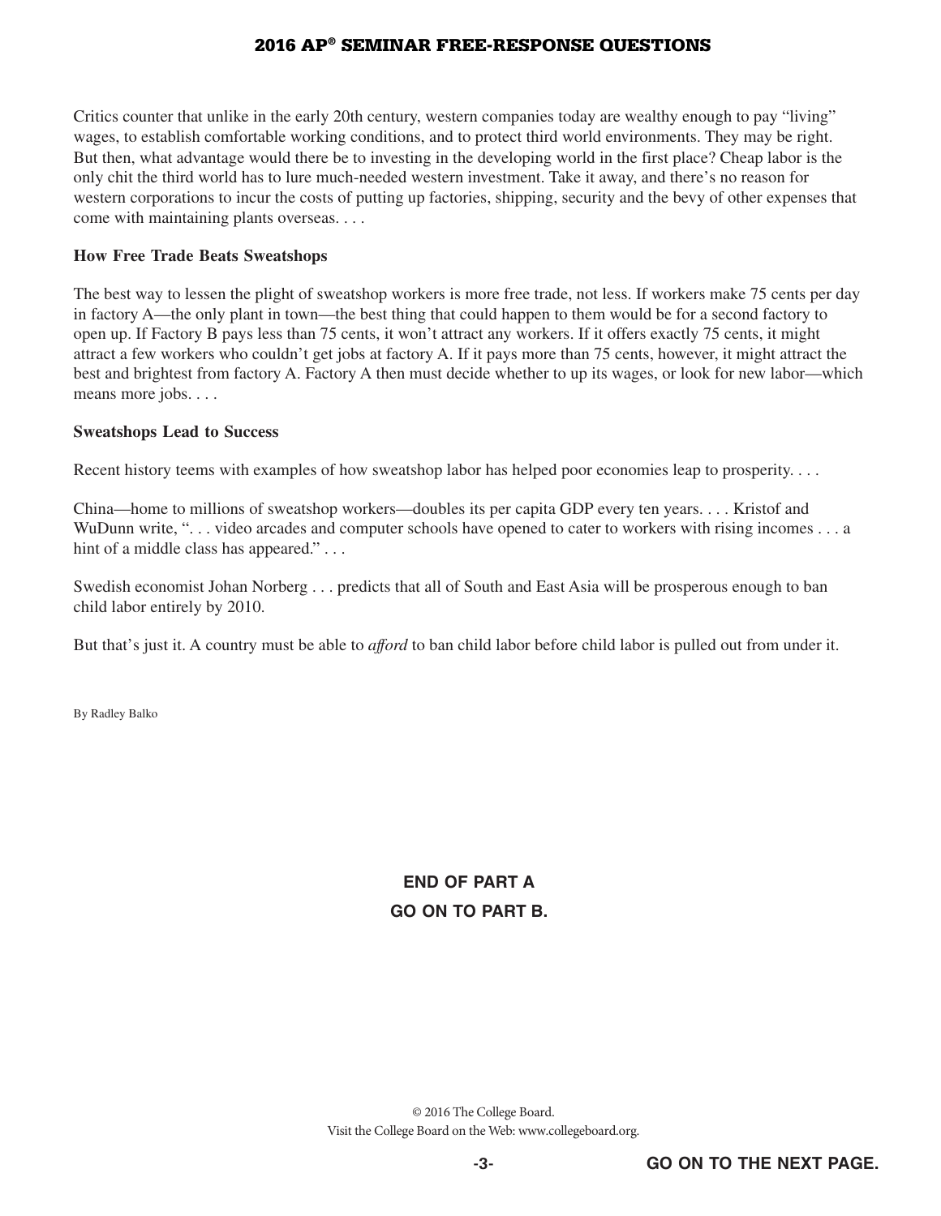Critics counter that unlike in the early 20th century, western companies today are wealthy enough to pay "living" wages, to establish comfortable working conditions, and to protect third world environments. They may be right. But then, what advantage would there be to investing in the developing world in the first place? Cheap labor is the only chit the third world has to lure much-needed western investment. Take it away, and there's no reason for western corporations to incur the costs of putting up factories, shipping, security and the bevy of other expenses that come with maintaining plants overseas. . . .

**How Free Trade Beats Sweatshops**

The best way to lessen the plight of sweatshop workers is more free trade, not less. If workers make 75 cents per day in factory A—the only plant in town—the best thing that could happen to them would be for a second factory to open up. If Factory B pays less than 75 cents, it won't attract any workers. If it offers exactly 75 cents, it might attract a few workers who couldn't get jobs at factory A. If it pays more than 75 cents, however, it might attract the best and brightest from factory A. Factory A then must decide whether to up its wages, or look for new labor—which means more jobs. . . .

**Sweatshops Lead to Success**

Recent history teems with examples of how sweatshop labor has helped poor economies leap to prosperity. . . .

China—home to millions of sweatshop workers—doubles its per capita GDP every ten years. . . . Kristof and WuDunn write, ". . . video arcades and computer schools have opened to cater to workers with rising incomes . . . a hint of a middle class has appeared." . . .

Swedish economist Johan Norberg . . . predicts that all of South and East Asia will be prosperous enough to ban child labor entirely by 2010.

But that's just it. A country must be able to *afford* to ban child labor before child labor is pulled out from under it.

By Radley Balko

**END OF PART A**

**GO ON TO PART B.**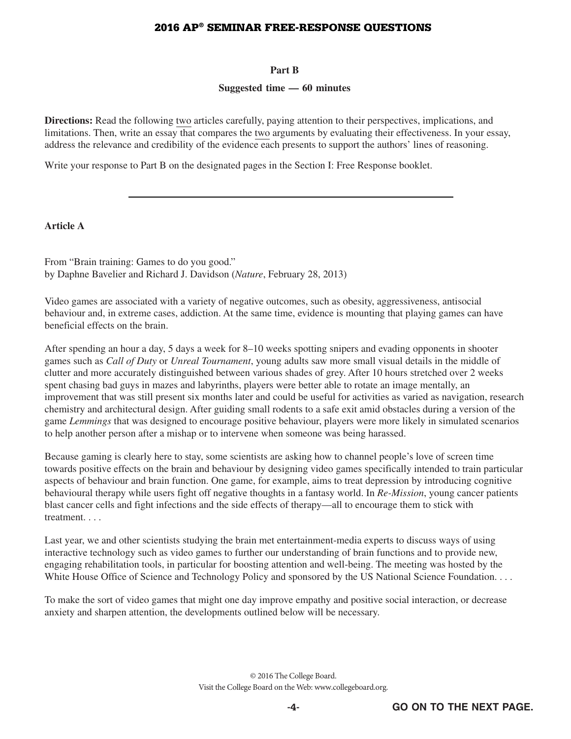**Part B**

**Suggested time — 60 minutes**

**Directions:** Read the following two articles carefully, paying attention to their perspectives, implications, and limitations. Then, write an essay that compares the two arguments by evaluating their effectiveness. In your essay, address the relevance and credibility of the evidence each presents to support the authors' lines of reasoning.

Write your response to Part B on the designated pages in the Section I: Free Response booklet.

---

**Article A**

From "Brain training: Games to do you good."
by Daphne Bavelier and Richard J. Davidson (*Nature*, February 28, 2013)

Video games are associated with a variety of negative outcomes, such as obesity, aggressiveness, antisocial behaviour and, in extreme cases, addiction. At the same time, evidence is mounting that playing games can have beneficial effects on the brain.

After spending an hour a day, 5 days a week for 8–10 weeks spotting snipers and evading opponents in shooter games such as *Call of Duty* or *Unreal Tournament*, young adults saw more small visual details in the middle of clutter and more accurately distinguished between various shades of grey. After 10 hours stretched over 2 weeks spent chasing bad guys in mazes and labyrinths, players were better able to rotate an image mentally, an improvement that was still present six months later and could be useful for activities as varied as navigation, research chemistry and architectural design. After guiding small rodents to a safe exit amid obstacles during a version of the game *Lemmings* that was designed to encourage positive behaviour, players were more likely in simulated scenarios to help another person after a mishap or to intervene when someone was being harassed.

Because gaming is clearly here to stay, some scientists are asking how to channel people's love of screen time towards positive effects on the brain and behaviour by designing video games specifically intended to train particular aspects of behaviour and brain function. One game, for example, aims to treat depression by introducing cognitive behavioural therapy while users fight off negative thoughts in a fantasy world. In *Re-Mission*, young cancer patients blast cancer cells and fight infections and the side effects of therapy—all to encourage them to stick with treatment. . . .

Last year, we and other scientists studying the brain met entertainment-media experts to discuss ways of using interactive technology such as video games to further our understanding of brain functions and to provide new, engaging rehabilitation tools, in particular for boosting attention and well-being. The meeting was hosted by the White House Office of Science and Technology Policy and sponsored by the US National Science Foundation. . . .

To make the sort of video games that might one day improve empathy and positive social interaction, or decrease anxiety and sharpen attention, the developments outlined below will be necessary.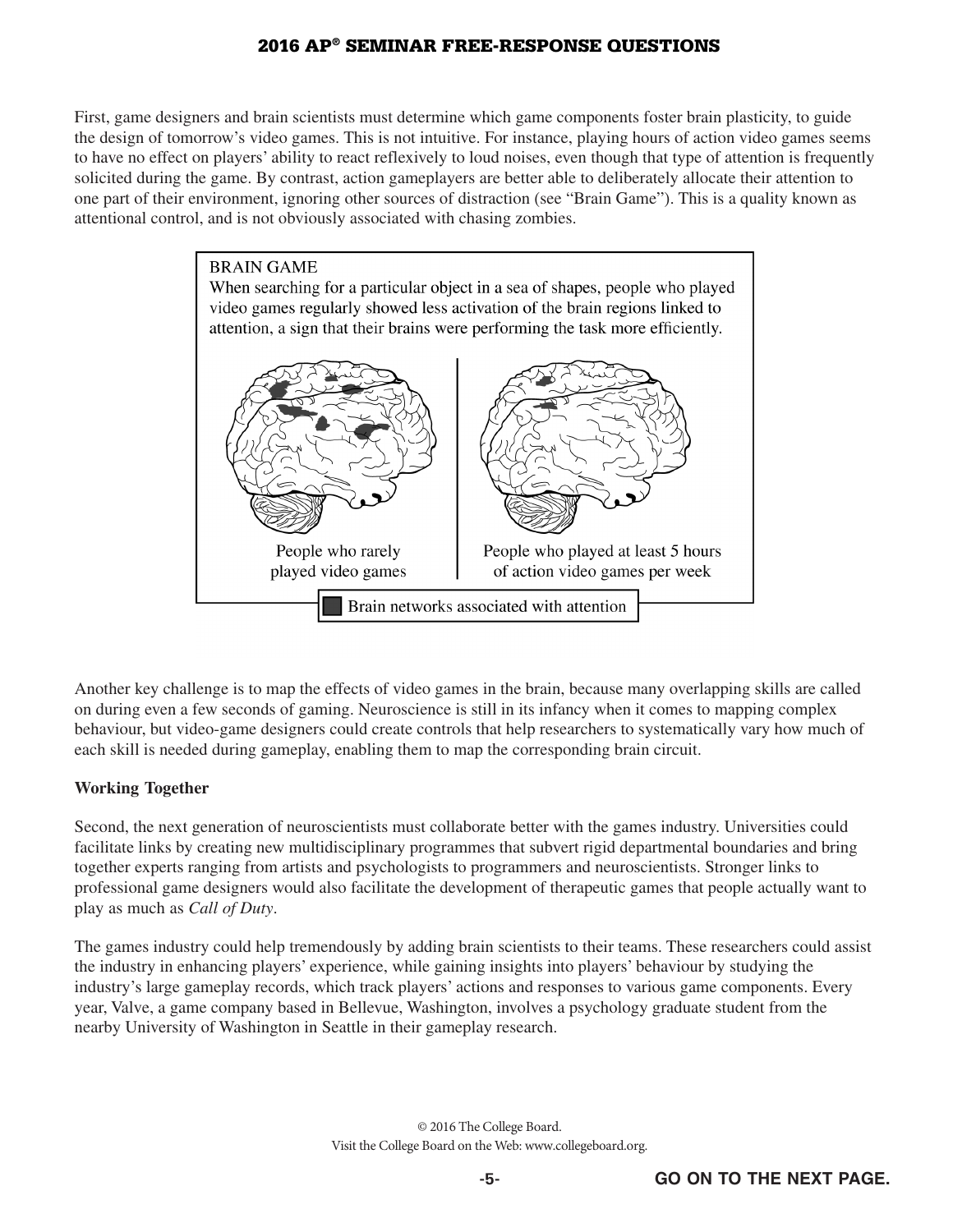First, game designers and brain scientists must determine which game components foster brain plasticity, to guide the design of tomorrow's video games. This is not intuitive. For instance, playing hours of action video games seems to have no effect on players' ability to react reflexively to loud noises, even though that type of attention is frequently solicited during the game. By contrast, action gameplayers are better able to deliberately allocate their attention to one part of their environment, ignoring other sources of distraction (see "Brain Game"). This is a quality known as attentional control, and is not obviously associated with chasing zombies.

BRAIN GAME

When searching for a particular object in a sea of shapes, people who played video games regularly showed less activation of the brain regions linked to attention, a sign that their brains were performing the task more efficiently.

People who rarely played video games

People who played at least 5 hours of action video games per week

Brain networks associated with attention

Another key challenge is to map the effects of video games in the brain, because many overlapping skills are called on during even a few seconds of gaming. Neuroscience is still in its infancy when it comes to mapping complex behaviour, but video-game designers could create controls that help researchers to systematically vary how much of each skill is needed during gameplay, enabling them to map the corresponding brain circuit.

**Working Together**

Second, the next generation of neuroscientists must collaborate better with the games industry. Universities could facilitate links by creating new multidisciplinary programmes that subvert rigid departmental boundaries and bring together experts ranging from artists and psychologists to programmers and neuroscientists. Stronger links to professional game designers would also facilitate the development of therapeutic games that people actually want to play as much as *Call of Duty*.

The games industry could help tremendously by adding brain scientists to their teams. These researchers could assist the industry in enhancing players' experience, while gaining insights into players' behaviour by studying the industry's large gameplay records, which track players' actions and responses to various game components. Every year, Valve, a game company based in Bellevue, Washington, involves a psychology graduate student from the nearby University of Washington in Seattle in their gameplay research.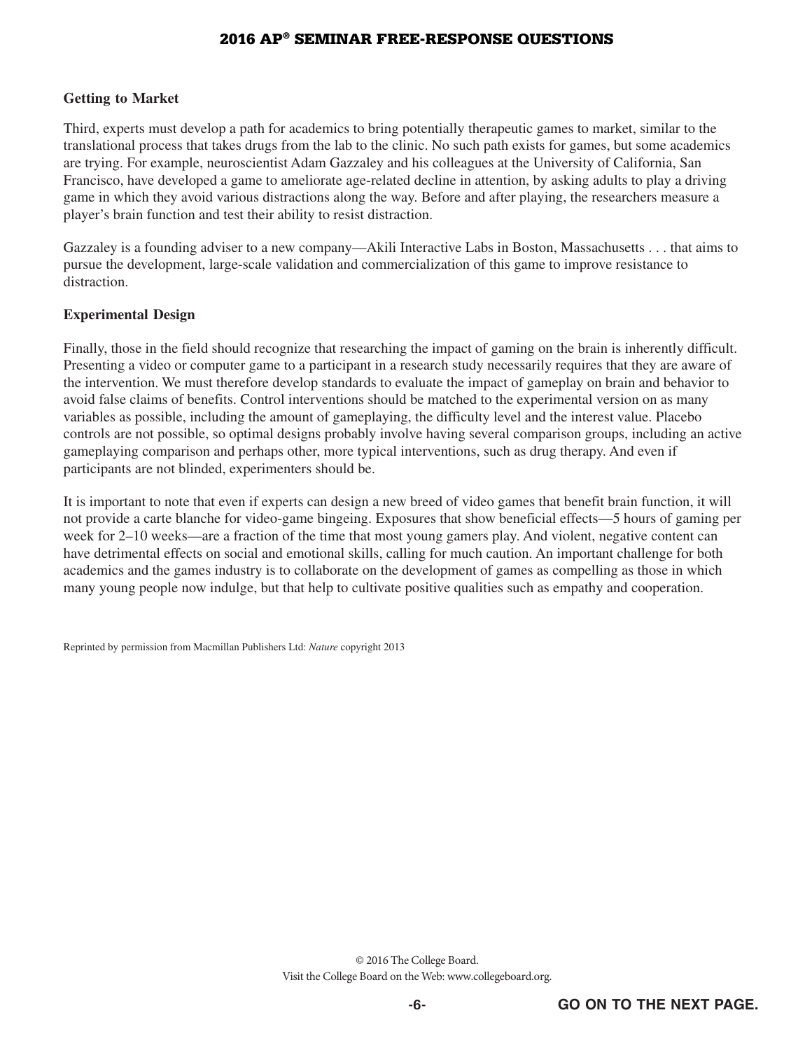### Getting to Market

Third, experts must develop a path for academics to bring potentially therapeutic games to market, similar to the translational process that takes drugs from the lab to the clinic. No such path exists for games, but some academics are trying. For example, neuroscientist Adam Gazzaley and his colleagues at the University of California, San Francisco, have developed a game to ameliorate age-related decline in attention, by asking adults to play a driving game in which they avoid various distractions along the way. Before and after playing, the researchers measure a player's brain function and test their ability to resist distraction.

Gazzaley is a founding adviser to a new company—Akili Interactive Labs in Boston, Massachusetts . . . that aims to pursue the development, large-scale validation and commercialization of this game to improve resistance to distraction.

### Experimental Design

Finally, those in the field should recognize that researching the impact of gaming on the brain is inherently difficult. Presenting a video or computer game to a participant in a research study necessarily requires that they are aware of the intervention. We must therefore develop standards to evaluate the impact of gameplay on brain and behavior to avoid false claims of benefits. Control interventions should be matched to the experimental version on as many variables as possible, including the amount of gameplaying, the difficulty level and the interest value. Placebo controls are not possible, so optimal designs probably involve having several comparison groups, including an active gameplaying comparison and perhaps other, more typical interventions, such as drug therapy. And even if participants are not blinded, experimenters should be.

It is important to note that even if experts can design a new breed of video games that benefit brain function, it will not provide a carte blanche for video-game bingeing. Exposures that show beneficial effects—5 hours of gaming per week for 2–10 weeks—are a fraction of the time that most young gamers play. And violent, negative content can have detrimental effects on social and emotional skills, calling for much caution. An important challenge for both academics and the games industry is to collaborate on the development of games as compelling as those in which many young people now indulge, but that help to cultivate positive qualities such as empathy and cooperation.

Reprinted by permission from Macmillan Publishers Ltd: *Nature* copyright 2013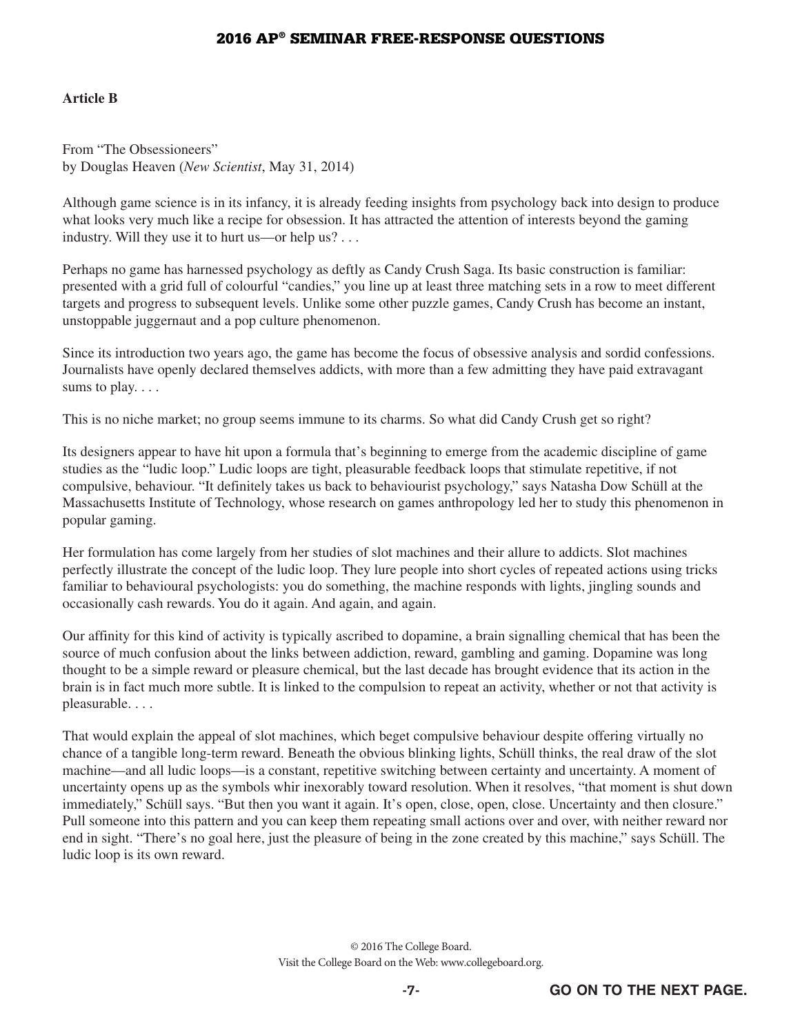**Article B**

From "The Obsessioneers"
by Douglas Heaven (*New Scientist*, May 31, 2014)

Although game science is in its infancy, it is already feeding insights from psychology back into design to produce what looks very much like a recipe for obsession. It has attracted the attention of interests beyond the gaming industry. Will they use it to hurt us—or help us? . . .

Perhaps no game has harnessed psychology as deftly as Candy Crush Saga. Its basic construction is familiar: presented with a grid full of colourful "candies," you line up at least three matching sets in a row to meet different targets and progress to subsequent levels. Unlike some other puzzle games, Candy Crush has become an instant, unstoppable juggernaut and a pop culture phenomenon.

Since its introduction two years ago, the game has become the focus of obsessive analysis and sordid confessions. Journalists have openly declared themselves addicts, with more than a few admitting they have paid extravagant sums to play. . . .

This is no niche market; no group seems immune to its charms. So what did Candy Crush get so right?

Its designers appear to have hit upon a formula that's beginning to emerge from the academic discipline of game studies as the "ludic loop." Ludic loops are tight, pleasurable feedback loops that stimulate repetitive, if not compulsive, behaviour. "It definitely takes us back to behaviourist psychology," says Natasha Dow Schüll at the Massachusetts Institute of Technology, whose research on games anthropology led her to study this phenomenon in popular gaming.

Her formulation has come largely from her studies of slot machines and their allure to addicts. Slot machines perfectly illustrate the concept of the ludic loop. They lure people into short cycles of repeated actions using tricks familiar to behavioural psychologists: you do something, the machine responds with lights, jingling sounds and occasionally cash rewards. You do it again. And again, and again.

Our affinity for this kind of activity is typically ascribed to dopamine, a brain signalling chemical that has been the source of much confusion about the links between addiction, reward, gambling and gaming. Dopamine was long thought to be a simple reward or pleasure chemical, but the last decade has brought evidence that its action in the brain is in fact much more subtle. It is linked to the compulsion to repeat an activity, whether or not that activity is pleasurable. . . .

That would explain the appeal of slot machines, which beget compulsive behaviour despite offering virtually no chance of a tangible long-term reward. Beneath the obvious blinking lights, Schüll thinks, the real draw of the slot machine—and all ludic loops—is a constant, repetitive switching between certainty and uncertainty. A moment of uncertainty opens up as the symbols whir inexorably toward resolution. When it resolves, "that moment is shut down immediately," Schüll says. "But then you want it again. It's open, close, open, close. Uncertainty and then closure." Pull someone into this pattern and you can keep them repeating small actions over and over, with neither reward nor end in sight. "There's no goal here, just the pleasure of being in the zone created by this machine," says Schüll. The ludic loop is its own reward.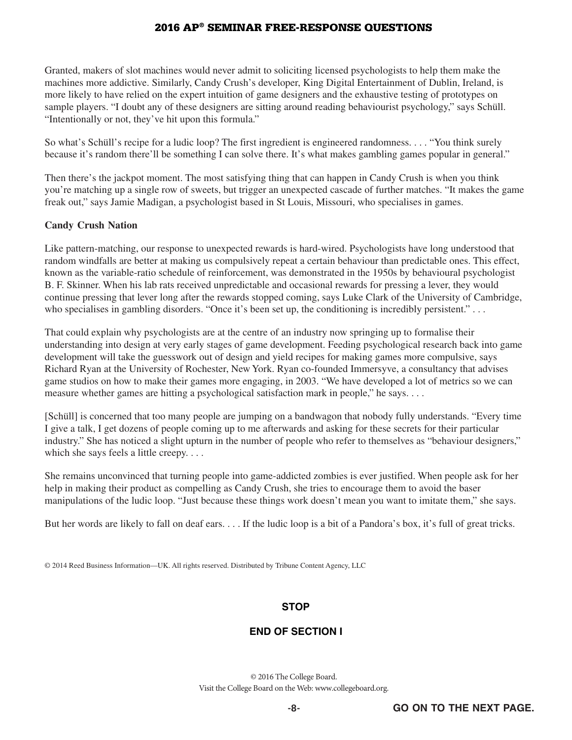Granted, makers of slot machines would never admit to soliciting licensed psychologists to help them make the machines more addictive. Similarly, Candy Crush's developer, King Digital Entertainment of Dublin, Ireland, is more likely to have relied on the expert intuition of game designers and the exhaustive testing of prototypes on sample players. "I doubt any of these designers are sitting around reading behaviourist psychology," says Schüll. "Intentionally or not, they've hit upon this formula."

So what's Schüll's recipe for a ludic loop? The first ingredient is engineered randomness. . . . "You think surely because it's random there'll be something I can solve there. It's what makes gambling games popular in general."

Then there's the jackpot moment. The most satisfying thing that can happen in Candy Crush is when you think you're matching up a single row of sweets, but trigger an unexpected cascade of further matches. "It makes the game freak out," says Jamie Madigan, a psychologist based in St Louis, Missouri, who specialises in games.

**Candy Crush Nation**

Like pattern-matching, our response to unexpected rewards is hard-wired. Psychologists have long understood that random windfalls are better at making us compulsively repeat a certain behaviour than predictable ones. This effect, known as the variable-ratio schedule of reinforcement, was demonstrated in the 1950s by behavioural psychologist B. F. Skinner. When his lab rats received unpredictable and occasional rewards for pressing a lever, they would continue pressing that lever long after the rewards stopped coming, says Luke Clark of the University of Cambridge, who specialises in gambling disorders. "Once it's been set up, the conditioning is incredibly persistent." . . .

That could explain why psychologists are at the centre of an industry now springing up to formalise their understanding into design at very early stages of game development. Feeding psychological research back into game development will take the guesswork out of design and yield recipes for making games more compulsive, says Richard Ryan at the University of Rochester, New York. Ryan co-founded Immersyve, a consultancy that advises game studios on how to make their games more engaging, in 2003. "We have developed a lot of metrics so we can measure whether games are hitting a psychological satisfaction mark in people," he says. . . .

[Schüll] is concerned that too many people are jumping on a bandwagon that nobody fully understands. "Every time I give a talk, I get dozens of people coming up to me afterwards and asking for these secrets for their particular industry." She has noticed a slight upturn in the number of people who refer to themselves as "behaviour designers," which she says feels a little creepy. . . .

She remains unconvinced that turning people into game-addicted zombies is ever justified. When people ask for her help in making their product as compelling as Candy Crush, she tries to encourage them to avoid the baser manipulations of the ludic loop. "Just because these things work doesn't mean you want to imitate them," she says.

But her words are likely to fall on deaf ears. . . . If the ludic loop is a bit of a Pandora's box, it's full of great tricks.

© 2014 Reed Business Information—UK. All rights reserved. Distributed by Tribune Content Agency, LLC

**STOP**

**END OF SECTION I**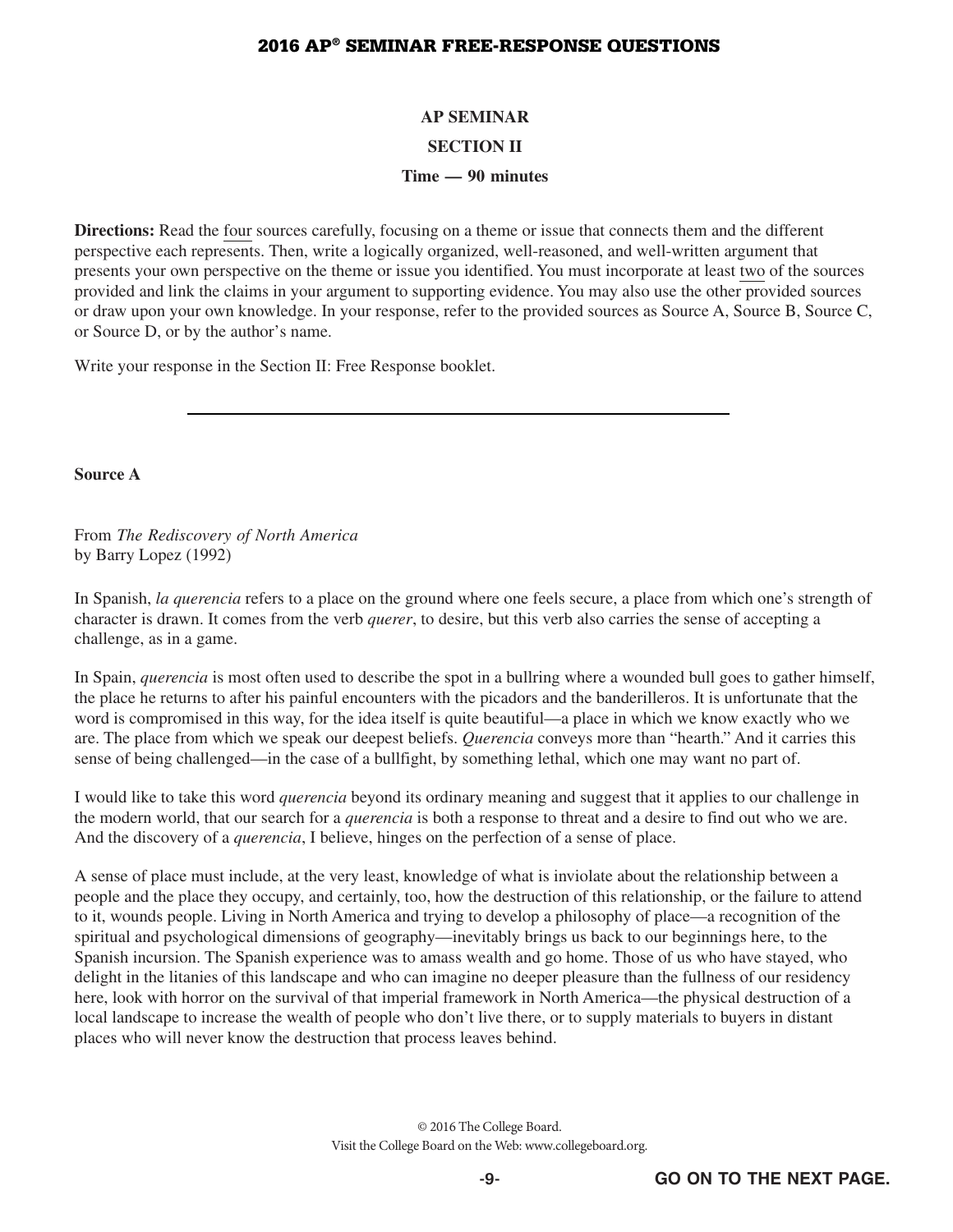## AP SEMINAR

### SECTION II

**Time — 90 minutes**

**Directions:** Read the four sources carefully, focusing on a theme or issue that connects them and the different perspective each represents. Then, write a logically organized, well-reasoned, and well-written argument that presents your own perspective on the theme or issue you identified. You must incorporate at least two of the sources provided and link the claims in your argument to supporting evidence. You may also use the other provided sources or draw upon your own knowledge. In your response, refer to the provided sources as Source A, Source B, Source C, or Source D, or by the author's name.

Write your response in the Section II: Free Response booklet.

---

**Source A**

From *The Rediscovery of North America*
by Barry Lopez (1992)

In Spanish, *la querencia* refers to a place on the ground where one feels secure, a place from which one's strength of character is drawn. It comes from the verb *querer*, to desire, but this verb also carries the sense of accepting a challenge, as in a game.

In Spain, *querencia* is most often used to describe the spot in a bullring where a wounded bull goes to gather himself, the place he returns to after his painful encounters with the picadors and the banderilleros. It is unfortunate that the word is compromised in this way, for the idea itself is quite beautiful—a place in which we know exactly who we are. The place from which we speak our deepest beliefs. *Querencia* conveys more than "hearth." And it carries this sense of being challenged—in the case of a bullfight, by something lethal, which one may want no part of.

I would like to take this word *querencia* beyond its ordinary meaning and suggest that it applies to our challenge in the modern world, that our search for a *querencia* is both a response to threat and a desire to find out who we are. And the discovery of a *querencia*, I believe, hinges on the perfection of a sense of place.

A sense of place must include, at the very least, knowledge of what is inviolate about the relationship between a people and the place they occupy, and certainly, too, how the destruction of this relationship, or the failure to attend to it, wounds people. Living in North America and trying to develop a philosophy of place—a recognition of the spiritual and psychological dimensions of geography—inevitably brings us back to our beginnings here, to the Spanish incursion. The Spanish experience was to amass wealth and go home. Those of us who have stayed, who delight in the litanies of this landscape and who can imagine no deeper pleasure than the fullness of our residency here, look with horror on the survival of that imperial framework in North America—the physical destruction of a local landscape to increase the wealth of people who don't live there, or to supply materials to buyers in distant places who will never know the destruction that process leaves behind.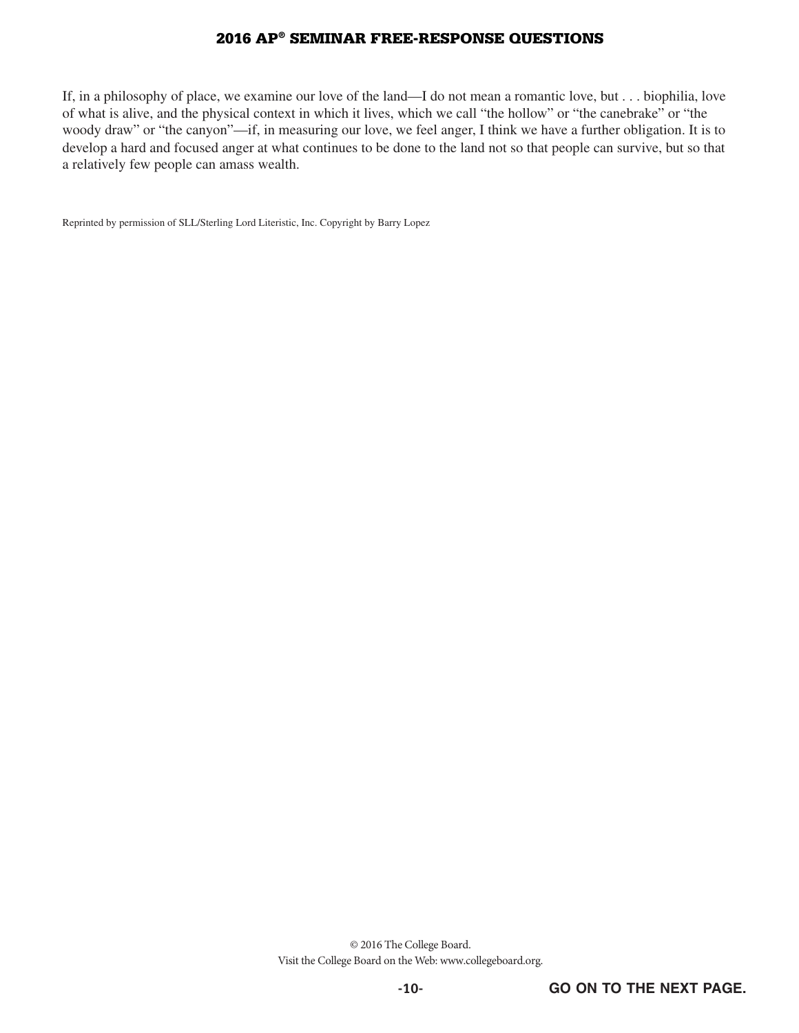If, in a philosophy of place, we examine our love of the land—I do not mean a romantic love, but . . . biophilia, love of what is alive, and the physical context in which it lives, which we call "the hollow" or "the canebrake" or "the woody draw" or "the canyon"—if, in measuring our love, we feel anger, I think we have a further obligation. It is to develop a hard and focused anger at what continues to be done to the land not so that people can survive, but so that a relatively few people can amass wealth.

Reprinted by permission of SLL/Sterling Lord Literistic, Inc. Copyright by Barry Lopez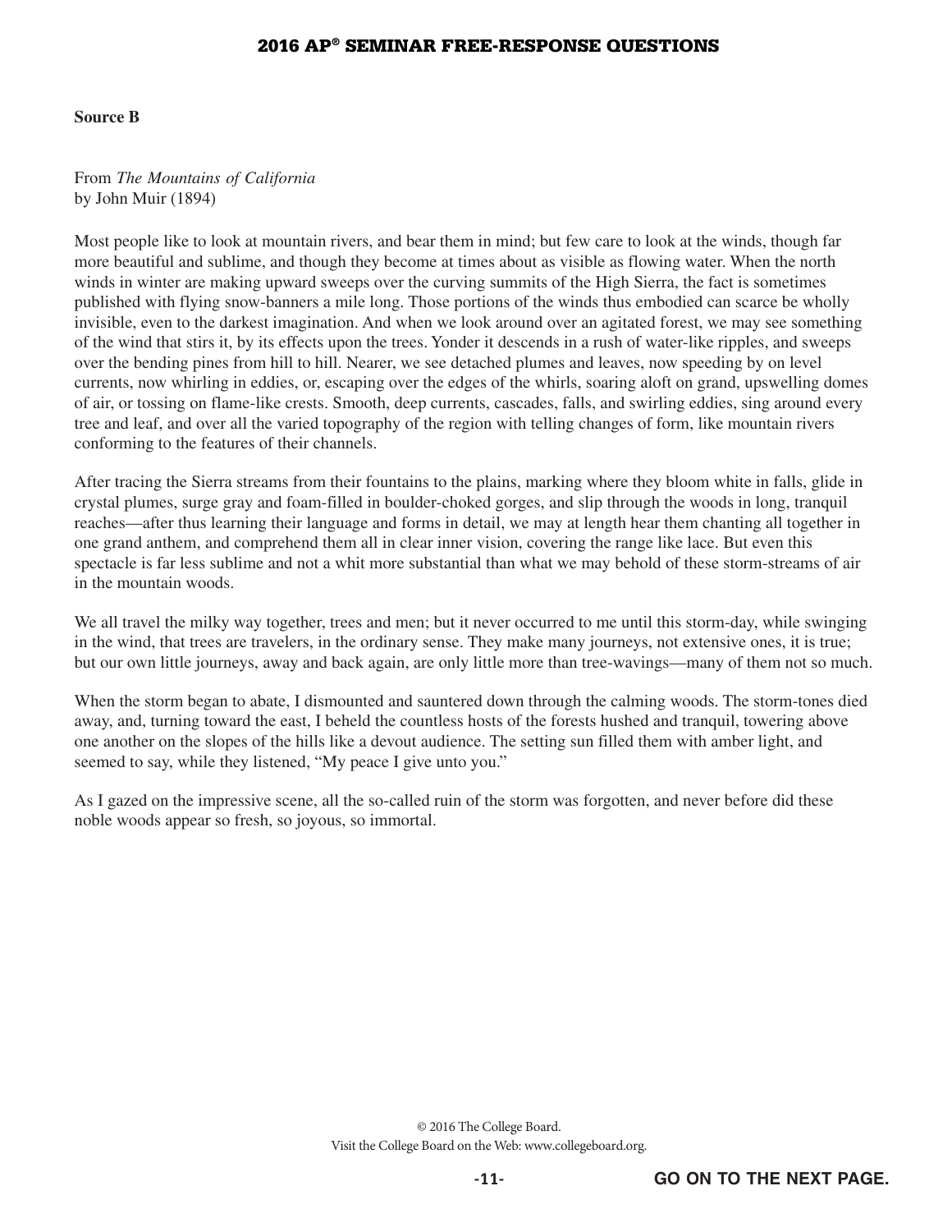**Source B**

From *The Mountains of California*
by John Muir (1894)

Most people like to look at mountain rivers, and bear them in mind; but few care to look at the winds, though far more beautiful and sublime, and though they become at times about as visible as flowing water. When the north winds in winter are making upward sweeps over the curving summits of the High Sierra, the fact is sometimes published with flying snow-banners a mile long. Those portions of the winds thus embodied can scarce be wholly invisible, even to the darkest imagination. And when we look around over an agitated forest, we may see something of the wind that stirs it, by its effects upon the trees. Yonder it descends in a rush of water-like ripples, and sweeps over the bending pines from hill to hill. Nearer, we see detached plumes and leaves, now speeding by on level currents, now whirling in eddies, or, escaping over the edges of the whirls, soaring aloft on grand, upswelling domes of air, or tossing on flame-like crests. Smooth, deep currents, cascades, falls, and swirling eddies, sing around every tree and leaf, and over all the varied topography of the region with telling changes of form, like mountain rivers conforming to the features of their channels.

After tracing the Sierra streams from their fountains to the plains, marking where they bloom white in falls, glide in crystal plumes, surge gray and foam-filled in boulder-choked gorges, and slip through the woods in long, tranquil reaches—after thus learning their language and forms in detail, we may at length hear them chanting all together in one grand anthem, and comprehend them all in clear inner vision, covering the range like lace. But even this spectacle is far less sublime and not a whit more substantial than what we may behold of these storm-streams of air in the mountain woods.

We all travel the milky way together, trees and men; but it never occurred to me until this storm-day, while swinging in the wind, that trees are travelers, in the ordinary sense. They make many journeys, not extensive ones, it is true; but our own little journeys, away and back again, are only little more than tree-wavings—many of them not so much.

When the storm began to abate, I dismounted and sauntered down through the calming woods. The storm-tones died away, and, turning toward the east, I beheld the countless hosts of the forests hushed and tranquil, towering above one another on the slopes of the hills like a devout audience. The setting sun filled them with amber light, and seemed to say, while they listened, "My peace I give unto you."

As I gazed on the impressive scene, all the so-called ruin of the storm was forgotten, and never before did these noble woods appear so fresh, so joyous, so immortal.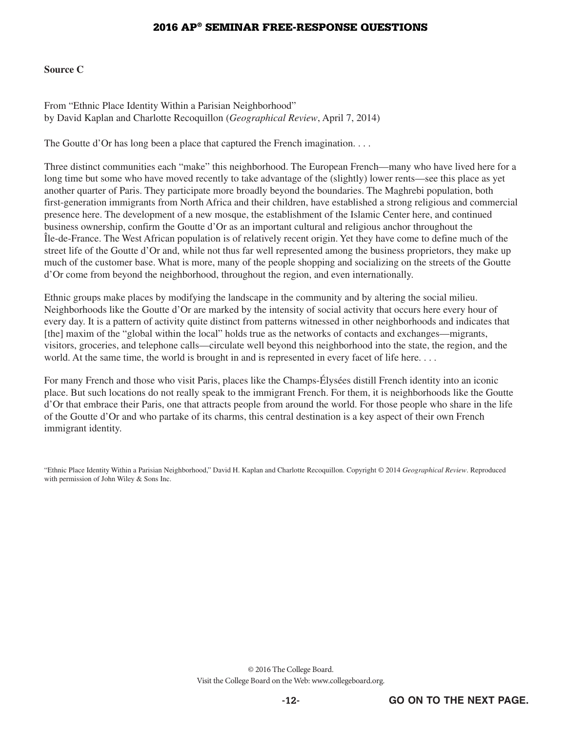**Source C**

From "Ethnic Place Identity Within a Parisian Neighborhood"
by David Kaplan and Charlotte Recoquillon (*Geographical Review*, April 7, 2014)

The Goutte d'Or has long been a place that captured the French imagination. . . .

Three distinct communities each "make" this neighborhood. The European French—many who have lived here for a long time but some who have moved recently to take advantage of the (slightly) lower rents—see this place as yet another quarter of Paris. They participate more broadly beyond the boundaries. The Maghrebi population, both first-generation immigrants from North Africa and their children, have established a strong religious and commercial presence here. The development of a new mosque, the establishment of the Islamic Center here, and continued business ownership, confirm the Goutte d'Or as an important cultural and religious anchor throughout the Île-de-France. The West African population is of relatively recent origin. Yet they have come to define much of the street life of the Goutte d'Or and, while not thus far well represented among the business proprietors, they make up much of the customer base. What is more, many of the people shopping and socializing on the streets of the Goutte d'Or come from beyond the neighborhood, throughout the region, and even internationally.

Ethnic groups make places by modifying the landscape in the community and by altering the social milieu. Neighborhoods like the Goutte d'Or are marked by the intensity of social activity that occurs here every hour of every day. It is a pattern of activity quite distinct from patterns witnessed in other neighborhoods and indicates that [the] maxim of the "global within the local" holds true as the networks of contacts and exchanges—migrants, visitors, groceries, and telephone calls—circulate well beyond this neighborhood into the state, the region, and the world. At the same time, the world is brought in and is represented in every facet of life here. . . .

For many French and those who visit Paris, places like the Champs-Élysées distill French identity into an iconic place. But such locations do not really speak to the immigrant French. For them, it is neighborhoods like the Goutte d'Or that embrace their Paris, one that attracts people from around the world. For those people who share in the life of the Goutte d'Or and who partake of its charms, this central destination is a key aspect of their own French immigrant identity.

"Ethnic Place Identity Within a Parisian Neighborhood," David H. Kaplan and Charlotte Recoquillon. Copyright © 2014 *Geographical Review*. Reproduced with permission of John Wiley & Sons Inc.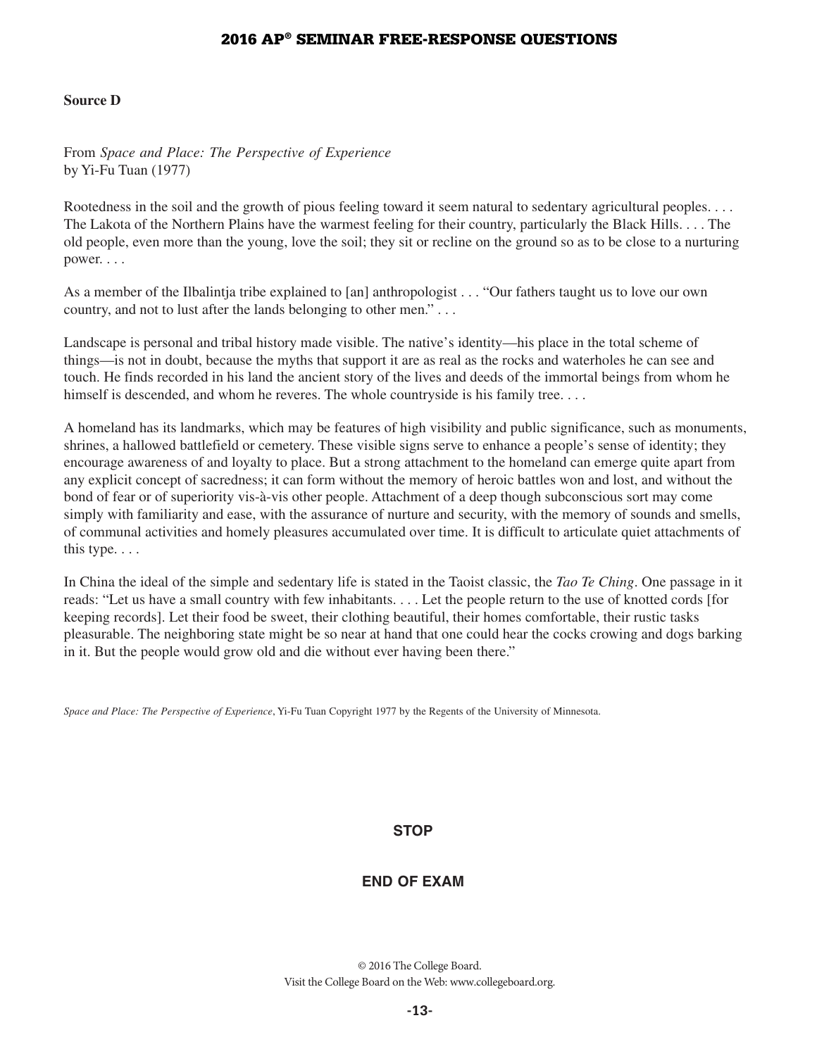**Source D**

From *Space and Place: The Perspective of Experience*
by Yi-Fu Tuan (1977)

Rootedness in the soil and the growth of pious feeling toward it seem natural to sedentary agricultural peoples. . . . The Lakota of the Northern Plains have the warmest feeling for their country, particularly the Black Hills. . . . The old people, even more than the young, love the soil; they sit or recline on the ground so as to be close to a nurturing power. . . .

As a member of the Ilbalintja tribe explained to [an] anthropologist . . . "Our fathers taught us to love our own country, and not to lust after the lands belonging to other men." . . .

Landscape is personal and tribal history made visible. The native's identity—his place in the total scheme of things—is not in doubt, because the myths that support it are as real as the rocks and waterholes he can see and touch. He finds recorded in his land the ancient story of the lives and deeds of the immortal beings from whom he himself is descended, and whom he reveres. The whole countryside is his family tree. . . .

A homeland has its landmarks, which may be features of high visibility and public significance, such as monuments, shrines, a hallowed battlefield or cemetery. These visible signs serve to enhance a people's sense of identity; they encourage awareness of and loyalty to place. But a strong attachment to the homeland can emerge quite apart from any explicit concept of sacredness; it can form without the memory of heroic battles won and lost, and without the bond of fear or of superiority vis-à-vis other people. Attachment of a deep though subconscious sort may come simply with familiarity and ease, with the assurance of nurture and security, with the memory of sounds and smells, of communal activities and homely pleasures accumulated over time. It is difficult to articulate quiet attachments of this type. . . .

In China the ideal of the simple and sedentary life is stated in the Taoist classic, the *Tao Te Ching*. One passage in it reads: "Let us have a small country with few inhabitants. . . . Let the people return to the use of knotted cords [for keeping records]. Let their food be sweet, their clothing beautiful, their homes comfortable, their rustic tasks pleasurable. The neighboring state might be so near at hand that one could hear the cocks crowing and dogs barking in it. But the people would grow old and die without ever having been there."

*Space and Place: The Perspective of Experience*, Yi-Fu Tuan Copyright 1977 by the Regents of the University of Minnesota.

**STOP**

**END OF EXAM**

© 2016 The College Board.
Visit the College Board on the Web: www.collegeboard.org.